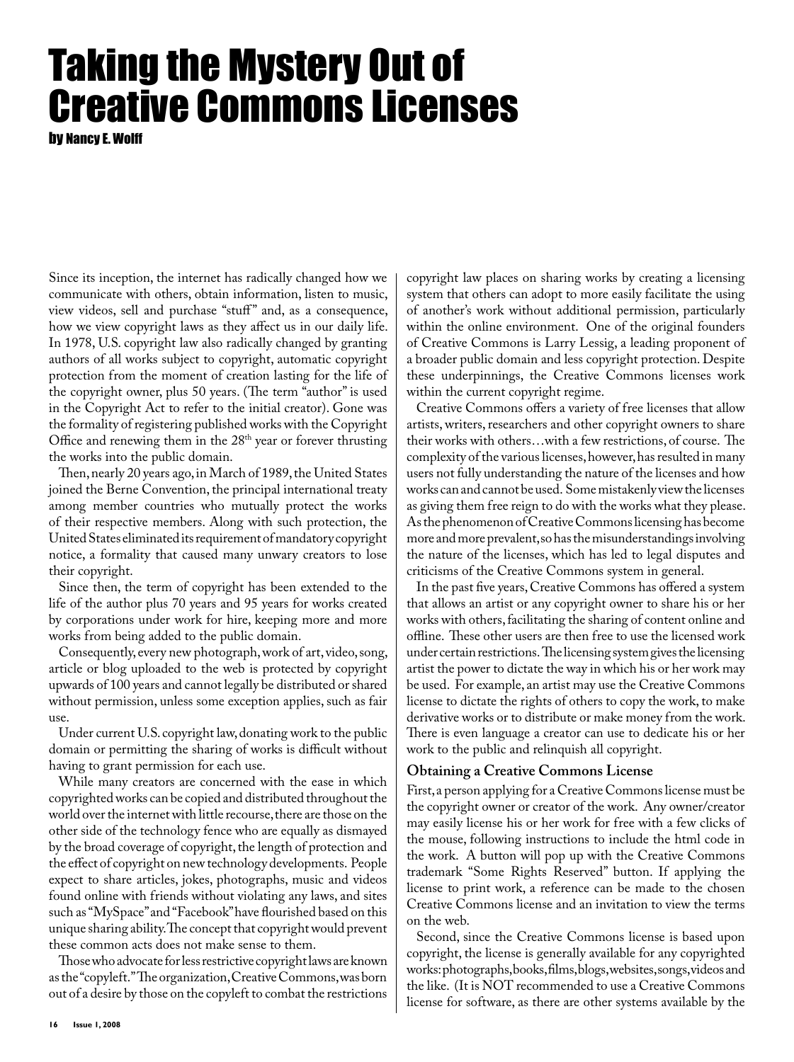# Taking the Mystery Out of Creative Commons Licenses

**by Nancy E. Wolff**

Since its inception, the internet has radically changed how we communicate with others, obtain information, listen to music, view videos, sell and purchase "stuff" and, as a consequence, how we view copyright laws as they affect us in our daily life. In 1978, U.S. copyright law also radically changed by granting authors of all works subject to copyright, automatic copyright protection from the moment of creation lasting for the life of the copyright owner, plus 50 years. (The term "author" is used in the Copyright Act to refer to the initial creator). Gone was the formality of registering published works with the Copyright Office and renewing them in the 28th year or forever thrusting the works into the public domain.

Then, nearly 20 years ago, in March of 1989, the United States joined the Berne Convention, the principal international treaty among member countries who mutually protect the works of their respective members. Along with such protection, the United States eliminated its requirement of mandatory copyright notice, a formality that caused many unwary creators to lose their copyright.

Since then, the term of copyright has been extended to the life of the author plus 70 years and 95 years for works created by corporations under work for hire, keeping more and more works from being added to the public domain.

Consequently, every new photograph, work of art, video, song, article or blog uploaded to the web is protected by copyright upwards of 100 years and cannot legally be distributed or shared without permission, unless some exception applies, such as fair use.

Under current U.S. copyright law, donating work to the public domain or permitting the sharing of works is difficult without having to grant permission for each use.

While many creators are concerned with the ease in which copyrighted works can be copied and distributed throughout the world over the internet with little recourse, there are those on the other side of the technology fence who are equally as dismayed by the broad coverage of copyright, the length of protection and the effect of copyright on new technology developments. People expect to share articles, jokes, photographs, music and videos found online with friends without violating any laws, and sites such as "MySpace" and "Facebook" have flourished based on this unique sharing ability. The concept that copyright would prevent these common acts does not make sense to them.

Those who advocate for less restrictive copyright laws are known as the "copyleft." The organization, Creative Commons, was born out of a desire by those on the copyleft to combat the restrictions copyright law places on sharing works by creating a licensing system that others can adopt to more easily facilitate the using of another's work without additional permission, particularly within the online environment. One of the original founders of Creative Commons is Larry Lessig, a leading proponent of a broader public domain and less copyright protection. Despite these underpinnings, the Creative Commons licenses work within the current copyright regime.

Creative Commons offers a variety of free licenses that allow artists, writers, researchers and other copyright owners to share their works with others…with a few restrictions, of course. The complexity of the various licenses, however, has resulted in many users not fully understanding the nature of the licenses and how works can and cannot be used. Some mistakenly view the licenses as giving them free reign to do with the works what they please. As the phenomenon of Creative Commons licensing has become more and more prevalent, so has the misunderstandings involving the nature of the licenses, which has led to legal disputes and criticisms of the Creative Commons system in general.

In the past five years, Creative Commons has offered a system that allows an artist or any copyright owner to share his or her works with others, facilitating the sharing of content online and offline. These other users are then free to use the licensed work under certain restrictions. The licensing system gives the licensing artist the power to dictate the way in which his or her work may be used. For example, an artist may use the Creative Commons license to dictate the rights of others to copy the work, to make derivative works or to distribute or make money from the work. There is even language a creator can use to dedicate his or her work to the public and relinquish all copyright.

## Obtaining a Creative Commons License

First, a person applying for a Creative Commons license must be the copyright owner or creator of the work. Any owner/creator may easily license his or her work for free with a few clicks of the mouse, following instructions to include the html code in the work. A button will pop up with the Creative Commons trademark "Some Rights Reserved" button. If applying the license to print work, a reference can be made to the chosen Creative Commons license and an invitation to view the terms on the web.

Second, since the Creative Commons license is based upon copyright, the license is generally available for any copyrighted works: photographs, books, films, blogs, websites, songs, videos and the like. (It is NOT recommended to use a Creative Commons license for software, as there are other systems available by the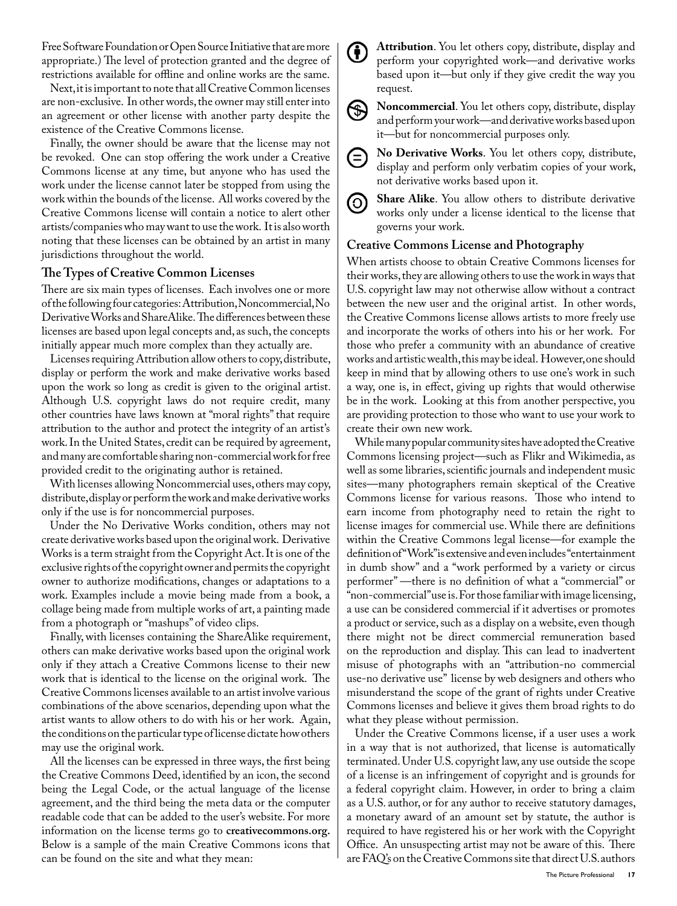Free Software Foundation or Open Source Initiative that are more appropriate.) The level of protection granted and the degree of restrictions available for offline and online works are the same.

Next, it is important to note that all Creative Common licenses are non-exclusive. In other words, the owner may still enter into an agreement or other license with another party despite the existence of the Creative Commons license.

Finally, the owner should be aware that the license may not be revoked. One can stop offering the work under a Creative Commons license at any time, but anyone who has used the work under the license cannot later be stopped from using the work within the bounds of the license. All works covered by the Creative Commons license will contain a notice to alert other artists/companies who may want to use the work. It is also worth noting that these licenses can be obtained by an artist in many jurisdictions throughout the world.

### The Types of Creative Common Licenses

There are six main types of licenses. Each involves one or more of the following four categories: Attribution, Noncommercial, No Derivative Works and ShareAlike. The differences between these licenses are based upon legal concepts and, as such, the concepts initially appear much more complex than they actually are.

Licenses requiring Attribution allow others to copy, distribute, display or perform the work and make derivative works based upon the work so long as credit is given to the original artist. Although U.S. copyright laws do not require credit, many other countries have laws known at "moral rights" that require attribution to the author and protect the integrity of an artist's work. In the United States, credit can be required by agreement, and many are comfortable sharing non-commercial work for free provided credit to the originating author is retained.

With licenses allowing Noncommercial uses, others may copy, distribute, display or perform the work and make derivative works only if the use is for noncommercial purposes.

Under the No Derivative Works condition, others may not create derivative works based upon the original work. Derivative Works is a term straight from the Copyright Act. It is one of the exclusive rights of the copyright owner and permits the copyright owner to authorize modifications, changes or adaptations to a work. Examples include a movie being made from a book, a collage being made from multiple works of art, a painting made from a photograph or "mashups" of video clips.

Finally, with licenses containing the ShareAlike requirement, others can make derivative works based upon the original work only if they attach a Creative Commons license to their new work that is identical to the license on the original work. The Creative Commons licenses available to an artist involve various combinations of the above scenarios, depending upon what the artist wants to allow others to do with his or her work. Again, the conditions on the particular type of license dictate how others may use the original work.

All the licenses can be expressed in three ways, the first being the Creative Commons Deed, identified by an icon, the second being the Legal Code, or the actual language of the license agreement, and the third being the meta data or the computer readable code that can be added to the user's website. For more information on the license terms go to **creativecommons.org.** Below is a sample of the main Creative Commons icons that can be found on the site and what they mean:

**Attribution**. You let others copy, distribute, display and perform your copyrighted work—and derivative works based upon it—but only if they give credit the way you request.

**Noncommercial**. You let others copy, distribute, display and perform your work—and derivative works based upon it—but for noncommercial purposes only.

**No Derivative Works**. You let others copy, distribute, display and perform only verbatim copies of your work, not derivative works based upon it.

**Share Alike**. You allow others to distribute derivative works only under a license identical to the license that governs your work.

### Creative Commons License and Photography

When artists choose to obtain Creative Commons licenses for their works, they are allowing others to use the work in ways that U.S. copyright law may not otherwise allow without a contract between the new user and the original artist. In other words, the Creative Commons license allows artists to more freely use and incorporate the works of others into his or her work. For those who prefer a community with an abundance of creative works and artistic wealth, this may be ideal. However, one should keep in mind that by allowing others to use one's work in such a way, one is, in effect, giving up rights that would otherwise be in the work. Looking at this from another perspective, you are providing protection to those who want to use your work to create their own new work.

While many popular community sites have adopted the Creative Commons licensing project—such as Flikr and Wikimedia, as well as some libraries, scientific journals and independent music sites—many photographers remain skeptical of the Creative Commons license for various reasons. Those who intend to earn income from photography need to retain the right to license images for commercial use. While there are definitions within the Creative Commons legal license—for example the definition of "Work" is extensive and even includes "entertainment in dumb show" and a "work performed by a variety or circus performer" —there is no definition of what a "commercial" or "non-commercial" use is. For those familiar with image licensing, a use can be considered commercial if it advertises or promotes a product or service, such as a display on a website, even though there might not be direct commercial remuneration based on the reproduction and display. This can lead to inadvertent misuse of photographs with an "attribution-no commercial use-no derivative use" license by web designers and others who misunderstand the scope of the grant of rights under Creative Commons licenses and believe it gives them broad rights to do what they please without permission.

Under the Creative Commons license, if a user uses a work in a way that is not authorized, that license is automatically terminated. Under U.S. copyright law, any use outside the scope of a license is an infringement of copyright and is grounds for a federal copyright claim. However, in order to bring a claim as a U.S. author, or for any author to receive statutory damages, a monetary award of an amount set by statute, the author is required to have registered his or her work with the Copyright Office. An unsuspecting artist may not be aware of this. There are FAQ's on the Creative Commons site that direct U.S. authors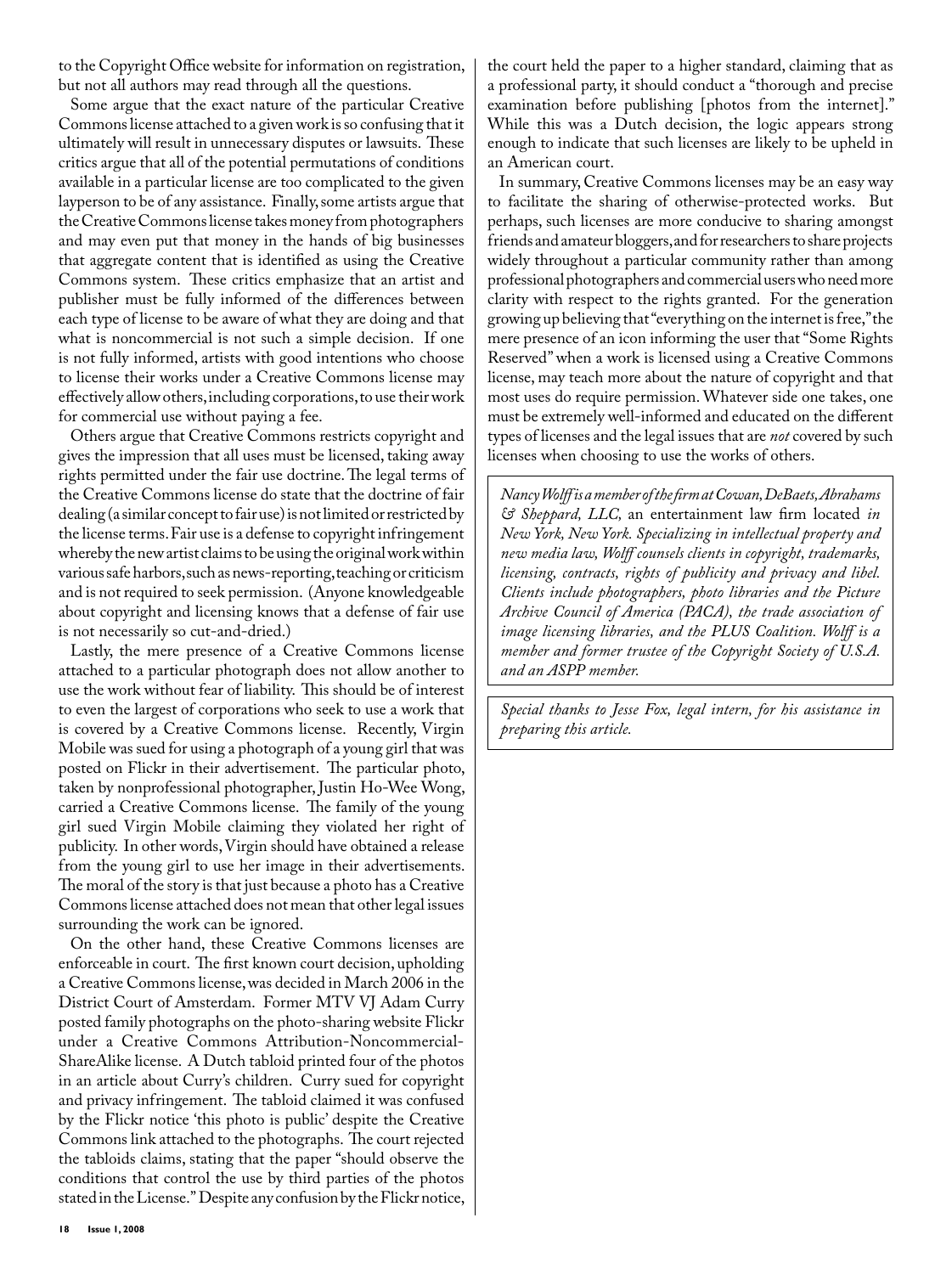to the Copyright Office website for information on registration, but not all authors may read through all the questions.

Some argue that the exact nature of the particular Creative Commons license attached to a given work is so confusing that it ultimately will result in unnecessary disputes or lawsuits. These critics argue that all of the potential permutations of conditions available in a particular license are too complicated to the given layperson to be of any assistance. Finally, some artists argue that the Creative Commons license takes money from photographers and may even put that money in the hands of big businesses that aggregate content that is identified as using the Creative Commons system. These critics emphasize that an artist and publisher must be fully informed of the differences between each type of license to be aware of what they are doing and that what is noncommercial is not such a simple decision. If one is not fully informed, artists with good intentions who choose to license their works under a Creative Commons license may effectively allow others, including corporations, to use their work for commercial use without paying a fee.

Others argue that Creative Commons restricts copyright and gives the impression that all uses must be licensed, taking away rights permitted under the fair use doctrine. The legal terms of the Creative Commons license do state that the doctrine of fair dealing (a similar concept to fair use) is not limited or restricted by the license terms. Fair use is a defense to copyright infringement whereby the new artist claims to be using the original work within various safe harbors, such as news-reporting, teaching or criticism and is not required to seek permission. (Anyone knowledgeable about copyright and licensing knows that a defense of fair use is not necessarily so cut-and-dried.)

Lastly, the mere presence of a Creative Commons license attached to a particular photograph does not allow another to use the work without fear of liability. This should be of interest to even the largest of corporations who seek to use a work that is covered by a Creative Commons license. Recently, Virgin Mobile was sued for using a photograph of a young girl that was posted on Flickr in their advertisement. The particular photo, taken by nonprofessional photographer, Justin Ho-Wee Wong, carried a Creative Commons license. The family of the young girl sued Virgin Mobile claiming they violated her right of publicity. In other words, Virgin should have obtained a release from the young girl to use her image in their advertisements. The moral of the story is that just because a photo has a Creative Commons license attached does not mean that other legal issues surrounding the work can be ignored.

On the other hand, these Creative Commons licenses are enforceable in court. The first known court decision, upholding a Creative Commons license, was decided in March 2006 in the District Court of Amsterdam. Former MTV VJ Adam Curry posted family photographs on the photo-sharing website Flickr under a Creative Commons Attribution-Noncommercial-ShareAlike license. A Dutch tabloid printed four of the photos in an article about Curry's children. Curry sued for copyright and privacy infringement. The tabloid claimed it was confused by the Flickr notice 'this photo is public' despite the Creative Commons link attached to the photographs. The court rejected the tabloids claims, stating that the paper "should observe the conditions that control the use by third parties of the photos stated in the License." Despite any confusion by the Flickr notice, the court held the paper to a higher standard, claiming that as a professional party, it should conduct a "thorough and precise examination before publishing [photos from the internet]." While this was a Dutch decision, the logic appears strong enough to indicate that such licenses are likely to be upheld in an American court.

In summary, Creative Commons licenses may be an easy way to facilitate the sharing of otherwise-protected works. But perhaps, such licenses are more conducive to sharing amongst friends and amateur bloggers, and for researchers to share projects widely throughout a particular community rather than among professional photographers and commercial users who need more clarity with respect to the rights granted. For the generation growing up believing that "everything on the internet is free," the mere presence of an icon informing the user that "Some Rights Reserved" when a work is licensed using a Creative Commons license, may teach more about the nature of copyright and that most uses do require permission. Whatever side one takes, one must be extremely well-informed and educated on the different types of licenses and the legal issues that are *not* covered by such licenses when choosing to use the works of others.

*Nancy Wolff is a member of the firm at Cowan, DeBaets, Abrahams & Sheppard, LLC,* an entertainment law firm located *in New York, New York. Specializing in intellectual property and new media law, Wolff counsels clients in copyright, trademarks, licensing, contracts, rights of publicity and privacy and libel. Clients include photographers, photo libraries and the Picture Archive Council of America (PACA), the trade association of image licensing libraries, and the PLUS Coalition. Wolff is a member and former trustee of the Copyright Society of U.S.A. and an ASPP member.*

*Special thanks to Jesse Fox, legal intern, for his assistance in preparing this article.*